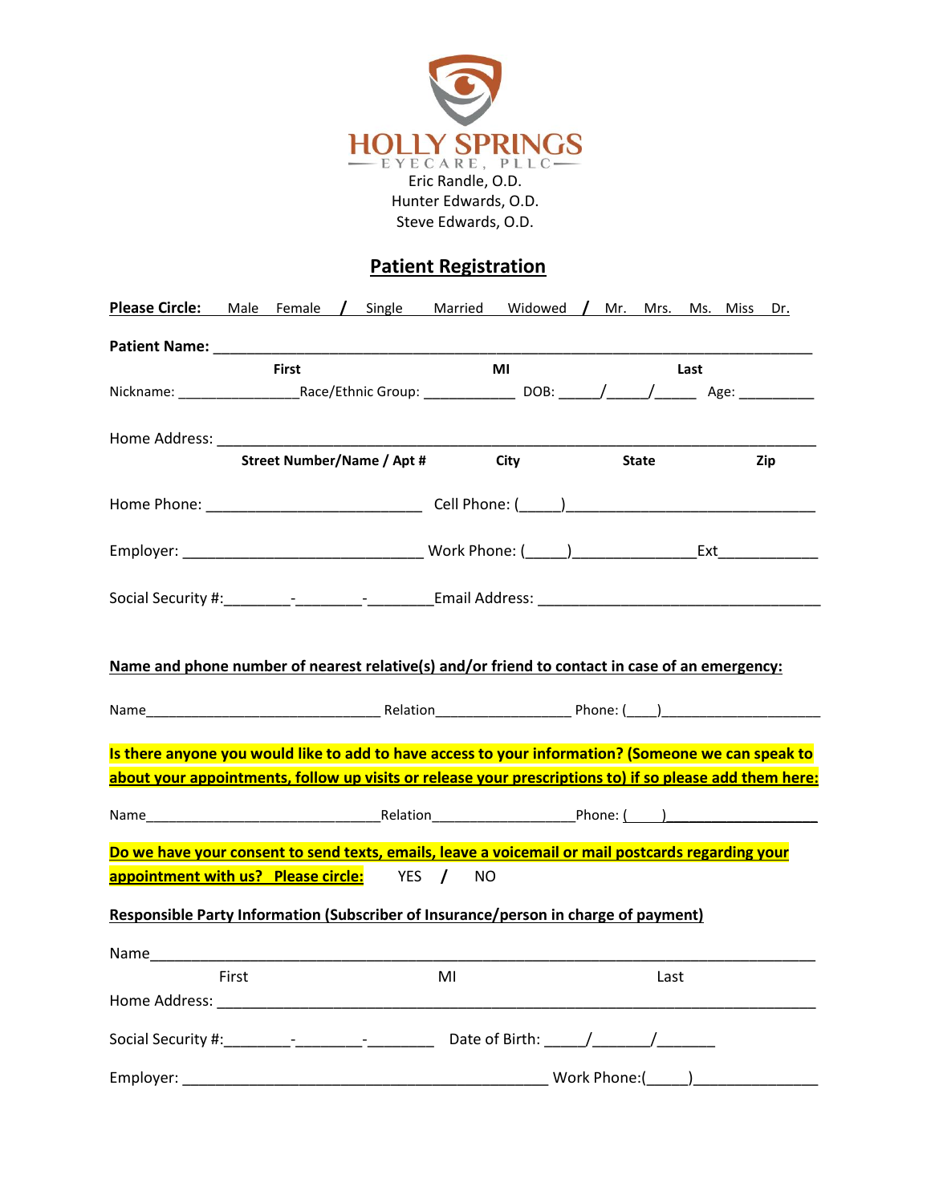# HOLLY SPRINGS

EYECARE, PLLC

Eric Randle, O.D.
Hunter Edwards, O.D.
Steve Edwards, O.D.

## Patient Registration

**Please Circle:** Male Female / Single Married Widowed / Mr. Mrs. Ms. Miss Dr.

**Patient Name:** ___________________________________________________________________________

**First** **MI** **Last**

Nickname: ________________Race/Ethnic Group: ____________ DOB: _____/_____/_____ Age: __________

Home Address: ___________________________________________________________________________

**Street Number/Name / Apt #** **City** **State** **Zip**

Home Phone: ___________________________ Cell Phone: (_____)_______________________________

Employer: ______________________________ Work Phone: (_____)_______________Ext_____________

Social Security #:________-________-________Email Address: ___________________________________

**Name and phone number of nearest relative(s) and/or friend to contact in case of an emergency:**

Name________________________________ Relation__________________ Phone: (____)_____________________

**Is there anyone you would like to add to have access to your information? (Someone we can speak to about your appointments, follow up visits or release your prescriptions to) if so please add them here:**

Name________________________________Relation___________________Phone: (____)____________________

**Do we have your consent to send texts, emails, leave a voicemail or mail postcards regarding your appointment with us? Please circle:** YES / NO

**Responsible Party Information (Subscriber of Insurance/person in charge of payment)**

Name_____________________________________________________________________________

First MI Last

Home Address: ___________________________________________________________________________

Social Security #:________-________-________ Date of Birth: _____/_______/_______

Employer: ______________________________________________ Work Phone:(_____)________________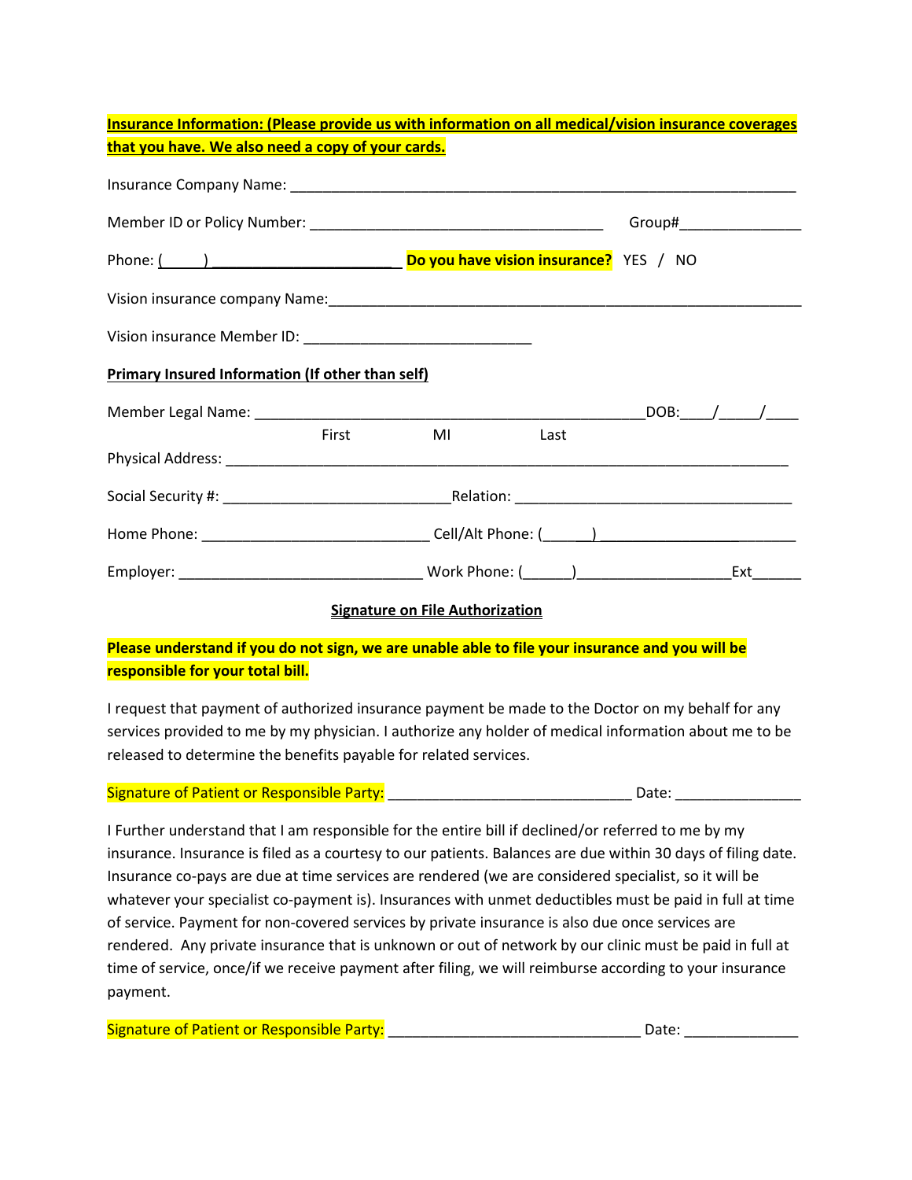**Insurance Information: (Please provide us with information on all medical/vision insurance coverages that you have. We also need a copy of your cards.**

Insurance Company Name: ______________________________________________________________

Member ID or Policy Number: ___________________________________ Group#_______________

Phone: (_____) _______________________ **Do you have vision insurance?** YES / NO

Vision insurance company Name:____________________________________________________________

Vision insurance Member ID: ____________________________

**Primary Insured Information (If other than self)**

Member Legal Name: ________________________________________________DOB:____/_____/____

First MI Last

Physical Address: _________________________________________________________________________

Social Security #: ___________________________Relation: __________________________________

Home Phone: ____________________________ Cell/Alt Phone: (______)_________________________

Employer: ______________________________ Work Phone: (______)__________________Ext______

**Signature on File Authorization**

**Please understand if you do not sign, we are unable able to file your insurance and you will be responsible for your total bill.**

I request that payment of authorized insurance payment be made to the Doctor on my behalf for any services provided to me by my physician. I authorize any holder of medical information about me to be released to determine the benefits payable for related services.

Signature of Patient or Responsible Party: ______________________________ Date: _______________

I Further understand that I am responsible for the entire bill if declined/or referred to me by my insurance. Insurance is filed as a courtesy to our patients. Balances are due within 30 days of filing date. Insurance co-pays are due at time services are rendered (we are considered specialist, so it will be whatever your specialist co-payment is). Insurances with unmet deductibles must be paid in full at time of service. Payment for non-covered services by private insurance is also due once services are rendered. Any private insurance that is unknown or out of network by our clinic must be paid in full at time of service, once/if we receive payment after filing, we will reimburse according to your insurance payment.

Signature of Patient or Responsible Party: _______________________________ Date: ______________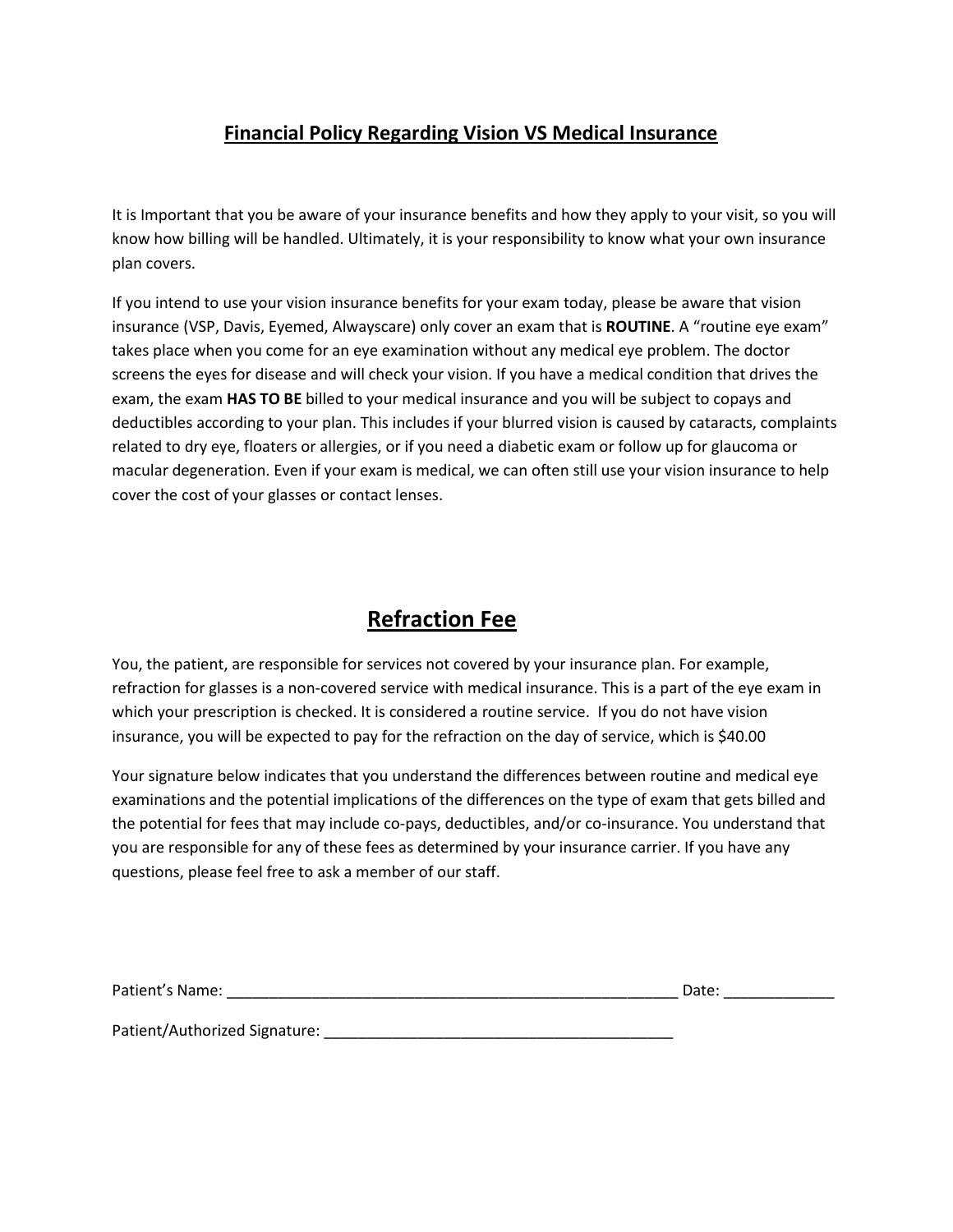## Financial Policy Regarding Vision VS Medical Insurance

It is Important that you be aware of your insurance benefits and how they apply to your visit, so you will know how billing will be handled. Ultimately, it is your responsibility to know what your own insurance plan covers.

If you intend to use your vision insurance benefits for your exam today, please be aware that vision insurance (VSP, Davis, Eyemed, Alwayscare) only cover an exam that is **ROUTINE**. A "routine eye exam" takes place when you come for an eye examination without any medical eye problem. The doctor screens the eyes for disease and will check your vision. If you have a medical condition that drives the exam, the exam **HAS TO BE** billed to your medical insurance and you will be subject to copays and deductibles according to your plan. This includes if your blurred vision is caused by cataracts, complaints related to dry eye, floaters or allergies, or if you need a diabetic exam or follow up for glaucoma or macular degeneration. Even if your exam is medical, we can often still use your vision insurance to help cover the cost of your glasses or contact lenses.

## Refraction Fee

You, the patient, are responsible for services not covered by your insurance plan. For example, refraction for glasses is a non-covered service with medical insurance. This is a part of the eye exam in which your prescription is checked. It is considered a routine service. If you do not have vision insurance, you will be expected to pay for the refraction on the day of service, which is $40.00

Your signature below indicates that you understand the differences between routine and medical eye examinations and the potential implications of the differences on the type of exam that gets billed and the potential for fees that may include co-pays, deductibles, and/or co-insurance. You understand that you are responsible for any of these fees as determined by your insurance carrier. If you have any questions, please feel free to ask a member of our staff.

Patient's Name: _______________________________________________________ Date: _____________

Patient/Authorized Signature: __________________________________________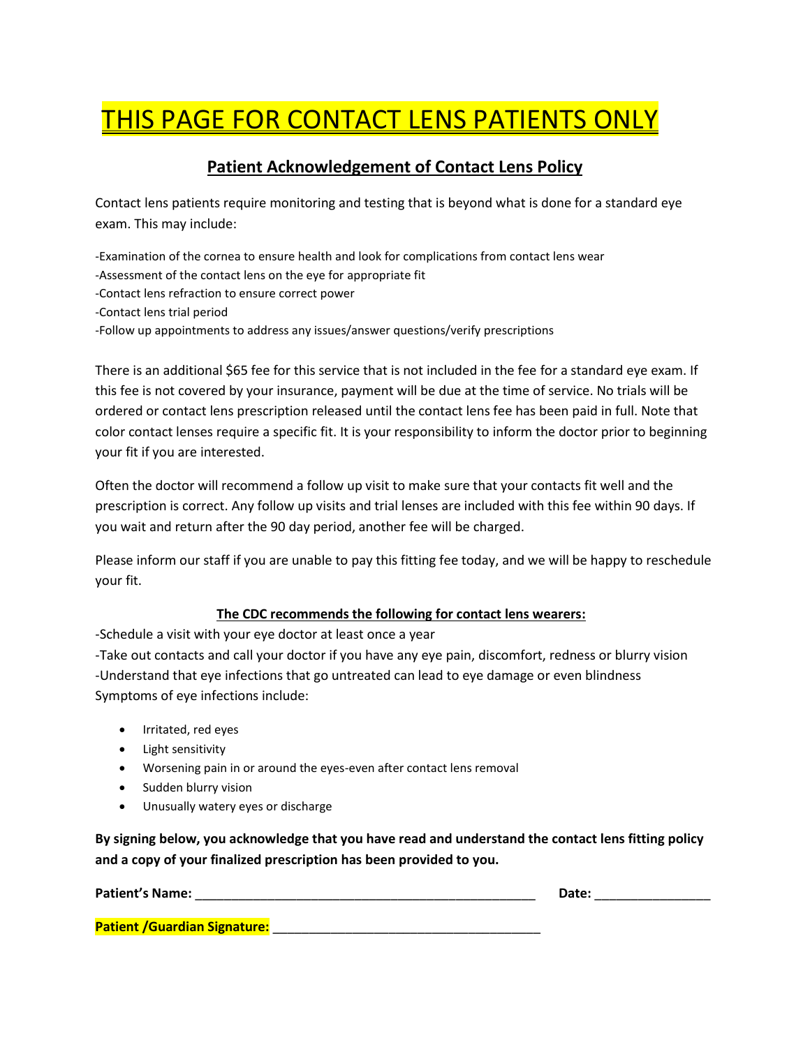# THIS PAGE FOR CONTACT LENS PATIENTS ONLY

## Patient Acknowledgement of Contact Lens Policy

Contact lens patients require monitoring and testing that is beyond what is done for a standard eye exam. This may include:

-Examination of the cornea to ensure health and look for complications from contact lens wear
-Assessment of the contact lens on the eye for appropriate fit
-Contact lens refraction to ensure correct power
-Contact lens trial period
-Follow up appointments to address any issues/answer questions/verify prescriptions

There is an additional $65 fee for this service that is not included in the fee for a standard eye exam. If this fee is not covered by your insurance, payment will be due at the time of service. No trials will be ordered or contact lens prescription released until the contact lens fee has been paid in full. Note that color contact lenses require a specific fit. It is your responsibility to inform the doctor prior to beginning your fit if you are interested.

Often the doctor will recommend a follow up visit to make sure that your contacts fit well and the prescription is correct. Any follow up visits and trial lenses are included with this fee within 90 days. If you wait and return after the 90 day period, another fee will be charged.

Please inform our staff if you are unable to pay this fitting fee today, and we will be happy to reschedule your fit.

**The CDC recommends the following for contact lens wearers:**

-Schedule a visit with your eye doctor at least once a year
-Take out contacts and call your doctor if you have any eye pain, discomfort, redness or blurry vision
-Understand that eye infections that go untreated can lead to eye damage or even blindness
Symptoms of eye infections include:

- Irritated, red eyes
- Light sensitivity
- Worsening pain in or around the eyes-even after contact lens removal
- Sudden blurry vision
- Unusually watery eyes or discharge

**By signing below, you acknowledge that you have read and understand the contact lens fitting policy and a copy of your finalized prescription has been provided to you.**

**Patient's Name:** ______________________________________________ **Date:** ________________

**Patient /Guardian Signature:** ____________________________________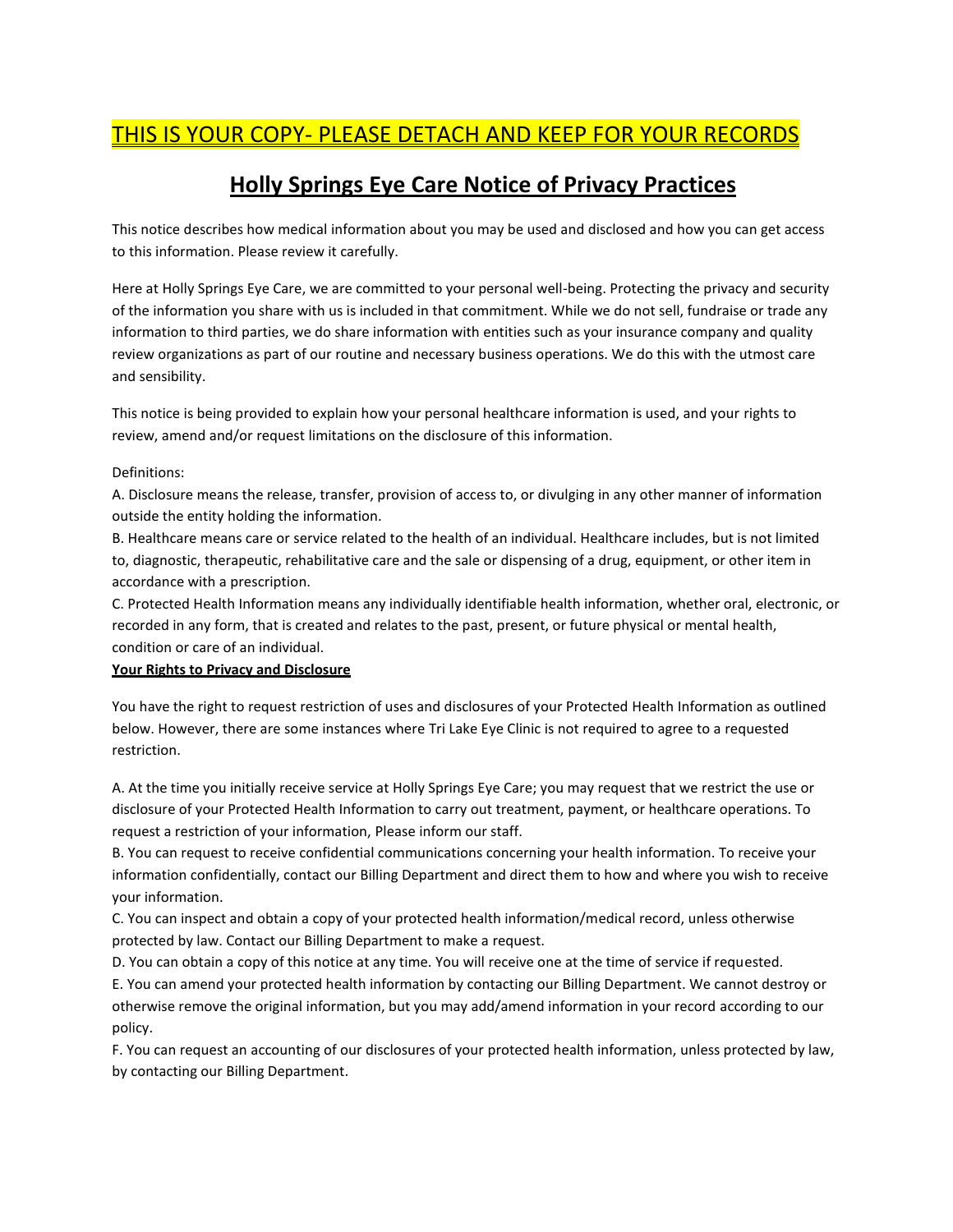THIS IS YOUR COPY- PLEASE DETACH AND KEEP FOR YOUR RECORDS

# Holly Springs Eye Care Notice of Privacy Practices

This notice describes how medical information about you may be used and disclosed and how you can get access to this information. Please review it carefully.

Here at Holly Springs Eye Care, we are committed to your personal well-being. Protecting the privacy and security of the information you share with us is included in that commitment. While we do not sell, fundraise or trade any information to third parties, we do share information with entities such as your insurance company and quality review organizations as part of our routine and necessary business operations. We do this with the utmost care and sensibility.

This notice is being provided to explain how your personal healthcare information is used, and your rights to review, amend and/or request limitations on the disclosure of this information.

Definitions:

A. Disclosure means the release, transfer, provision of access to, or divulging in any other manner of information outside the entity holding the information.

B. Healthcare means care or service related to the health of an individual. Healthcare includes, but is not limited to, diagnostic, therapeutic, rehabilitative care and the sale or dispensing of a drug, equipment, or other item in accordance with a prescription.

C. Protected Health Information means any individually identifiable health information, whether oral, electronic, or recorded in any form, that is created and relates to the past, present, or future physical or mental health, condition or care of an individual.

**Your Rights to Privacy and Disclosure**

You have the right to request restriction of uses and disclosures of your Protected Health Information as outlined below. However, there are some instances where Tri Lake Eye Clinic is not required to agree to a requested restriction.

A. At the time you initially receive service at Holly Springs Eye Care; you may request that we restrict the use or disclosure of your Protected Health Information to carry out treatment, payment, or healthcare operations. To request a restriction of your information, Please inform our staff.

B. You can request to receive confidential communications concerning your health information. To receive your information confidentially, contact our Billing Department and direct them to how and where you wish to receive your information.

C. You can inspect and obtain a copy of your protected health information/medical record, unless otherwise protected by law. Contact our Billing Department to make a request.

D. You can obtain a copy of this notice at any time. You will receive one at the time of service if requested.

E. You can amend your protected health information by contacting our Billing Department. We cannot destroy or otherwise remove the original information, but you may add/amend information in your record according to our policy.

F. You can request an accounting of our disclosures of your protected health information, unless protected by law, by contacting our Billing Department.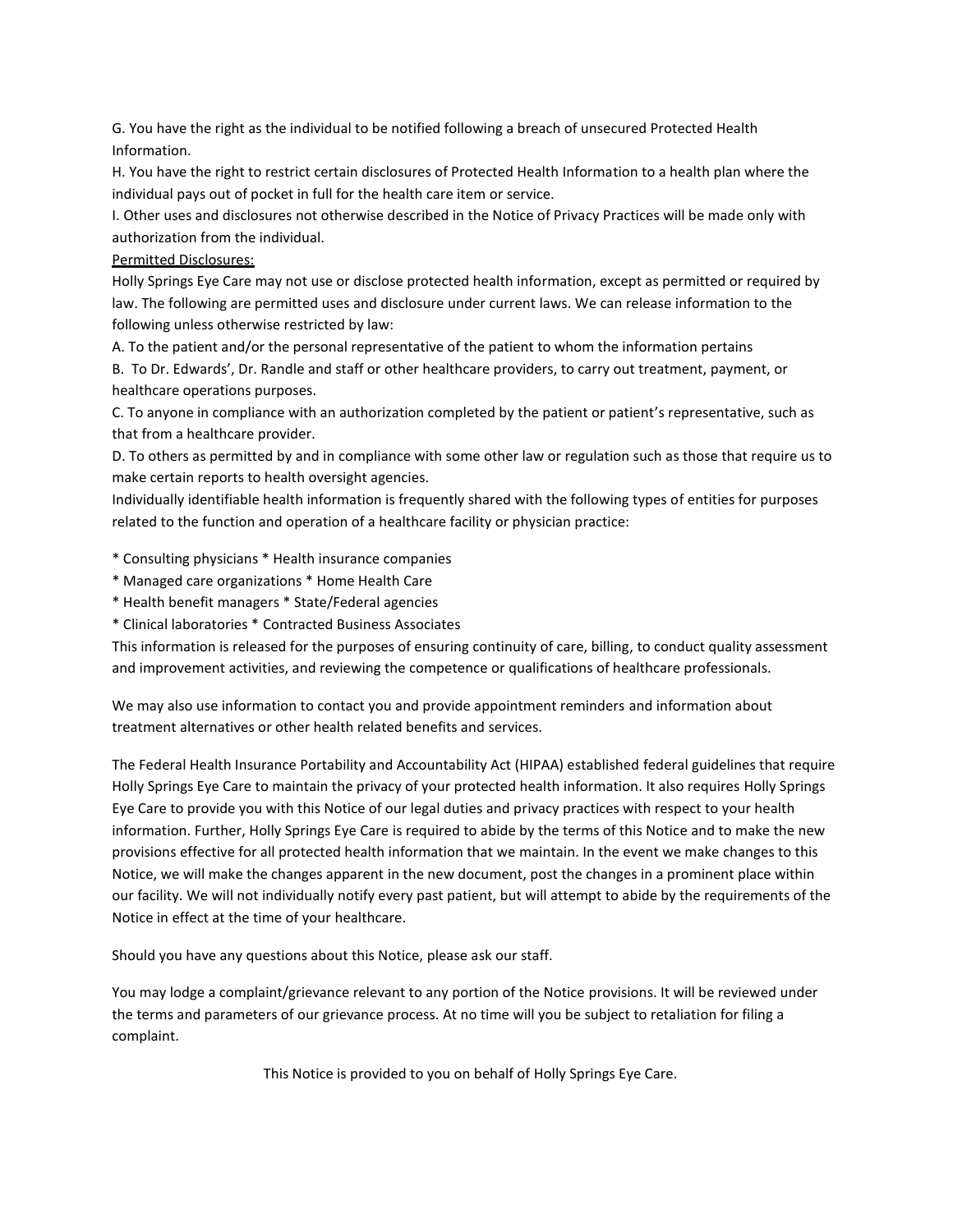G. You have the right as the individual to be notified following a breach of unsecured Protected Health Information.

H. You have the right to restrict certain disclosures of Protected Health Information to a health plan where the individual pays out of pocket in full for the health care item or service.

I. Other uses and disclosures not otherwise described in the Notice of Privacy Practices will be made only with authorization from the individual.

<u>Permitted Disclosures:</u>

Holly Springs Eye Care may not use or disclose protected health information, except as permitted or required by law. The following are permitted uses and disclosure under current laws. We can release information to the following unless otherwise restricted by law:

A. To the patient and/or the personal representative of the patient to whom the information pertains

B. To Dr. Edwards', Dr. Randle and staff or other healthcare providers, to carry out treatment, payment, or healthcare operations purposes.

C. To anyone in compliance with an authorization completed by the patient or patient's representative, such as that from a healthcare provider.

D. To others as permitted by and in compliance with some other law or regulation such as those that require us to make certain reports to health oversight agencies.

Individually identifiable health information is frequently shared with the following types of entities for purposes related to the function and operation of a healthcare facility or physician practice:

* Consulting physicians * Health insurance companies
* Managed care organizations * Home Health Care
* Health benefit managers * State/Federal agencies
* Clinical laboratories * Contracted Business Associates

This information is released for the purposes of ensuring continuity of care, billing, to conduct quality assessment and improvement activities, and reviewing the competence or qualifications of healthcare professionals.

We may also use information to contact you and provide appointment reminders and information about treatment alternatives or other health related benefits and services.

The Federal Health Insurance Portability and Accountability Act (HIPAA) established federal guidelines that require Holly Springs Eye Care to maintain the privacy of your protected health information. It also requires Holly Springs Eye Care to provide you with this Notice of our legal duties and privacy practices with respect to your health information. Further, Holly Springs Eye Care is required to abide by the terms of this Notice and to make the new provisions effective for all protected health information that we maintain. In the event we make changes to this Notice, we will make the changes apparent in the new document, post the changes in a prominent place within our facility. We will not individually notify every past patient, but will attempt to abide by the requirements of the Notice in effect at the time of your healthcare.

Should you have any questions about this Notice, please ask our staff.

You may lodge a complaint/grievance relevant to any portion of the Notice provisions. It will be reviewed under the terms and parameters of our grievance process. At no time will you be subject to retaliation for filing a complaint.

This Notice is provided to you on behalf of Holly Springs Eye Care.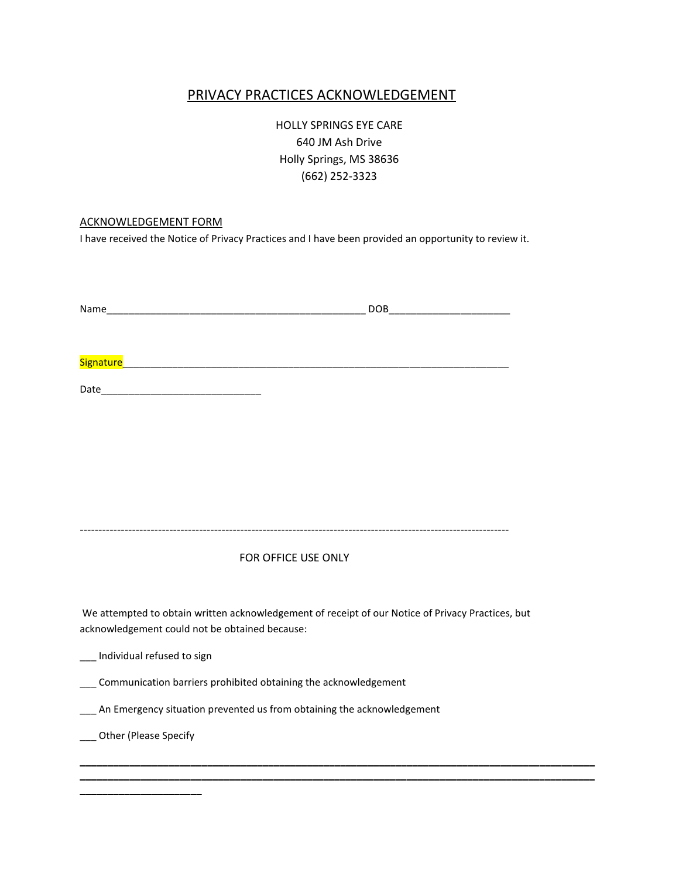# PRIVACY PRACTICES ACKNOWLEDGEMENT

HOLLY SPRINGS EYE CARE
640 JM Ash Drive
Holly Springs, MS 38636
(662) 252-3323

ACKNOWLEDGEMENT FORM

I have received the Notice of Privacy Practices and I have been provided an opportunity to review it.

Name________________________________________________ DOB______________________

Signature___________________________________________________________________________

Date_____________________________

-------------------------------------------------------------------------------------------------------------------

FOR OFFICE USE ONLY

We attempted to obtain written acknowledgement of receipt of our Notice of Privacy Practices, but acknowledgement could not be obtained because:

___ Individual refused to sign

___ Communication barriers prohibited obtaining the acknowledgement

___ An Emergency situation prevented us from obtaining the acknowledgement

___ Other (Please Specify

______________________________________________________________________________________
______________________________________________________________________________________
____________________